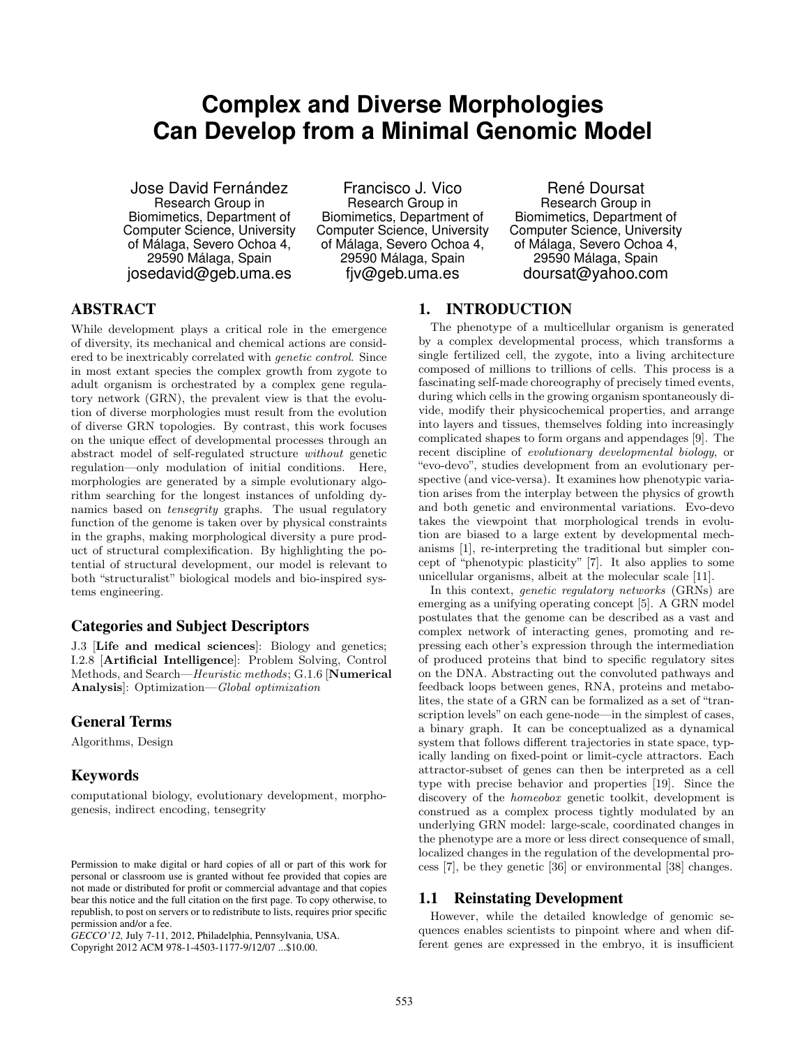# Complex and Diverse Morphologies Can Develop from a Minimal Genomic Model

Jose David Fernández
Research Group in Biomimetics, Department of Computer Science, University of Málaga, Severo Ochoa 4, 29590 Málaga, Spain
josedavid@geb.uma.es

Francisco J. Vico
Research Group in Biomimetics, Department of Computer Science, University of Málaga, Severo Ochoa 4, 29590 Málaga, Spain
fjv@geb.uma.es

René Doursat
Research Group in Biomimetics, Department of Computer Science, University of Málaga, Severo Ochoa 4, 29590 Málaga, Spain
doursat@yahoo.com

## ABSTRACT

While development plays a critical role in the emergence of diversity, its mechanical and chemical actions are considered to be inextricably correlated with *genetic control*. Since in most extant species the complex growth from zygote to adult organism is orchestrated by a complex gene regulatory network (GRN), the prevalent view is that the evolution of diverse morphologies must result from the evolution of diverse GRN topologies. By contrast, this work focuses on the unique effect of developmental processes through an abstract model of self-regulated structure *without* genetic regulation—only modulation of initial conditions. Here, morphologies are generated by a simple evolutionary algorithm searching for the longest instances of unfolding dynamics based on *tensegrity* graphs. The usual regulatory function of the genome is taken over by physical constraints in the graphs, making morphological diversity a pure product of structural complexification. By highlighting the potential of structural development, our model is relevant to both "structuralist" biological models and bio-inspired systems engineering.

### Categories and Subject Descriptors

J.3 [**Life and medical sciences**]: Biology and genetics; I.2.8 [**Artificial Intelligence**]: Problem Solving, Control Methods, and Search—*Heuristic methods*; G.1.6 [**Numerical Analysis**]: Optimization—*Global optimization*

### General Terms

Algorithms, Design

### Keywords

computational biology, evolutionary development, morphogenesis, indirect encoding, tensegrity

Permission to make digital or hard copies of all or part of this work for personal or classroom use is granted without fee provided that copies are not made or distributed for profit or commercial advantage and that copies bear this notice and the full citation on the first page. To copy otherwise, to republish, to post on servers or to redistribute to lists, requires prior specific permission and/or a fee.
*GECCO'12,* July 7-11, 2012, Philadelphia, Pennsylvania, USA.
Copyright 2012 ACM 978-1-4503-1177-9/12/07 ...$10.00.

## 1. INTRODUCTION

The phenotype of a multicellular organism is generated by a complex developmental process, which transforms a single fertilized cell, the zygote, into a living architecture composed of millions to trillions of cells. This process is a fascinating self-made choreography of precisely timed events, during which cells in the growing organism spontaneously divide, modify their physicochemical properties, and arrange into layers and tissues, themselves folding into increasingly complicated shapes to form organs and appendages [9]. The recent discipline of *evolutionary developmental biology*, or "evo-devo", studies development from an evolutionary perspective (and vice-versa). It examines how phenotypic variation arises from the interplay between the physics of growth and both genetic and environmental variations. Evo-devo takes the viewpoint that morphological trends in evolution are biased to a large extent by developmental mechanisms [1], re-interpreting the traditional but simpler concept of "phenotypic plasticity" [7]. It also applies to some unicellular organisms, albeit at the molecular scale [11].

In this context, *genetic regulatory networks* (GRNs) are emerging as a unifying operating concept [5]. A GRN model postulates that the genome can be described as a vast and complex network of interacting genes, promoting and repressing each other's expression through the intermediation of produced proteins that bind to specific regulatory sites on the DNA. Abstracting out the convoluted pathways and feedback loops between genes, RNA, proteins and metabolites, the state of a GRN can be formalized as a set of "transcription levels" on each gene-node—in the simplest of cases, a binary graph. It can be conceptualized as a dynamical system that follows different trajectories in state space, typically landing on fixed-point or limit-cycle attractors. Each attractor-subset of genes can then be interpreted as a cell type with precise behavior and properties [19]. Since the discovery of the *homeobox* genetic toolkit, development is construed as a complex process tightly modulated by an underlying GRN model: large-scale, coordinated changes in the phenotype are a more or less direct consequence of small, localized changes in the regulation of the developmental process [7], be they genetic [36] or environmental [38] changes.

### 1.1 Reinstating Development

However, while the detailed knowledge of genomic sequences enables scientists to pinpoint where and when different genes are expressed in the embryo, it is insufficient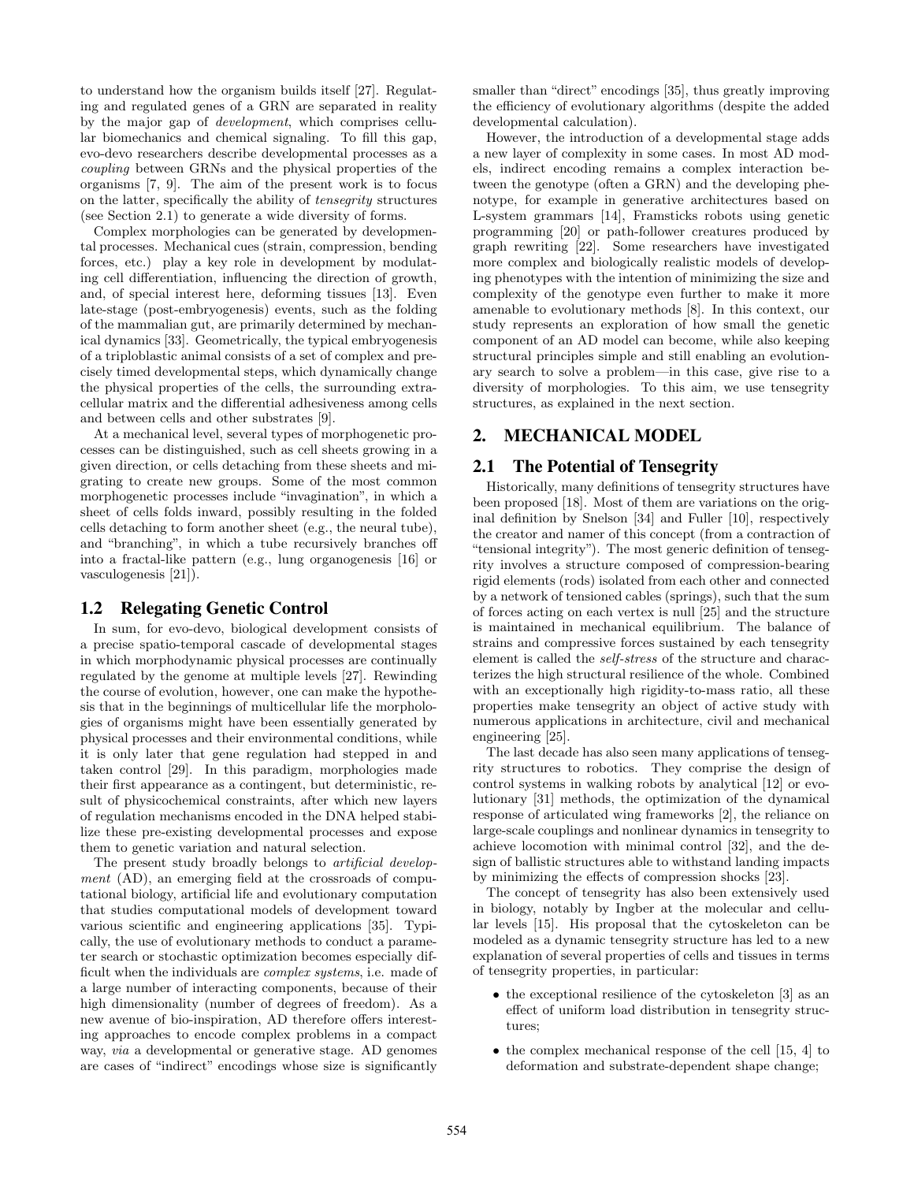to understand how the organism builds itself [27]. Regulating and regulated genes of a GRN are separated in reality by the major gap of *development*, which comprises cellular biomechanics and chemical signaling. To fill this gap, evo-devo researchers describe developmental processes as a *coupling* between GRNs and the physical properties of the organisms [7, 9]. The aim of the present work is to focus on the latter, specifically the ability of *tensegrity* structures (see Section 2.1) to generate a wide diversity of forms.

Complex morphologies can be generated by developmental processes. Mechanical cues (strain, compression, bending forces, etc.) play a key role in development by modulating cell differentiation, influencing the direction of growth, and, of special interest here, deforming tissues [13]. Even late-stage (post-embryogenesis) events, such as the folding of the mammalian gut, are primarily determined by mechanical dynamics [33]. Geometrically, the typical embryogenesis of a triploblastic animal consists of a set of complex and precisely timed developmental steps, which dynamically change the physical properties of the cells, the surrounding extracellular matrix and the differential adhesiveness among cells and between cells and other substrates [9].

At a mechanical level, several types of morphogenetic processes can be distinguished, such as cell sheets growing in a given direction, or cells detaching from these sheets and migrating to create new groups. Some of the most common morphogenetic processes include "invagination", in which a sheet of cells folds inward, possibly resulting in the folded cells detaching to form another sheet (e.g., the neural tube), and "branching", in which a tube recursively branches off into a fractal-like pattern (e.g., lung organogenesis [16] or vasculogenesis [21]).

## 1.2 Relegating Genetic Control

In sum, for evo-devo, biological development consists of a precise spatio-temporal cascade of developmental stages in which morphodynamic physical processes are continually regulated by the genome at multiple levels [27]. Rewinding the course of evolution, however, one can make the hypothesis that in the beginnings of multicellular life the morphologies of organisms might have been essentially generated by physical processes and their environmental conditions, while it is only later that gene regulation had stepped in and taken control [29]. In this paradigm, morphologies made their first appearance as a contingent, but deterministic, result of physicochemical constraints, after which new layers of regulation mechanisms encoded in the DNA helped stabilize these pre-existing developmental processes and expose them to genetic variation and natural selection.

The present study broadly belongs to *artificial development* (AD), an emerging field at the crossroads of computational biology, artificial life and evolutionary computation that studies computational models of development toward various scientific and engineering applications [35]. Typically, the use of evolutionary methods to conduct a parameter search or stochastic optimization becomes especially difficult when the individuals are *complex systems*, i.e. made of a large number of interacting components, because of their high dimensionality (number of degrees of freedom). As a new avenue of bio-inspiration, AD therefore offers interesting approaches to encode complex problems in a compact way, *via* a developmental or generative stage. AD genomes are cases of "indirect" encodings whose size is significantly smaller than "direct" encodings [35], thus greatly improving the efficiency of evolutionary algorithms (despite the added developmental calculation).

However, the introduction of a developmental stage adds a new layer of complexity in some cases. In most AD models, indirect encoding remains a complex interaction between the genotype (often a GRN) and the developing phenotype, for example in generative architectures based on L-system grammars [14], Framsticks robots using genetic programming [20] or path-follower creatures produced by graph rewriting [22]. Some researchers have investigated more complex and biologically realistic models of developing phenotypes with the intention of minimizing the size and complexity of the genotype even further to make it more amenable to evolutionary methods [8]. In this context, our study represents an exploration of how small the genetic component of an AD model can become, while also keeping structural principles simple and still enabling an evolutionary search to solve a problem—in this case, give rise to a diversity of morphologies. To this aim, we use tensegrity structures, as explained in the next section.

# 2. MECHANICAL MODEL

## 2.1 The Potential of Tensegrity

Historically, many definitions of tensegrity structures have been proposed [18]. Most of them are variations on the original definition by Snelson [34] and Fuller [10], respectively the creator and namer of this concept (from a contraction of "tensional integrity"). The most generic definition of tensegrity involves a structure composed of compression-bearing rigid elements (rods) isolated from each other and connected by a network of tensioned cables (springs), such that the sum of forces acting on each vertex is null [25] and the structure is maintained in mechanical equilibrium. The balance of strains and compressive forces sustained by each tensegrity element is called the *self-stress* of the structure and characterizes the high structural resilience of the whole. Combined with an exceptionally high rigidity-to-mass ratio, all these properties make tensegrity an object of active study with numerous applications in architecture, civil and mechanical engineering [25].

The last decade has also seen many applications of tensegrity structures to robotics. They comprise the design of control systems in walking robots by analytical [12] or evolutionary [31] methods, the optimization of the dynamical response of articulated wing frameworks [2], the reliance on large-scale couplings and nonlinear dynamics in tensegrity to achieve locomotion with minimal control [32], and the design of ballistic structures able to withstand landing impacts by minimizing the effects of compression shocks [23].

The concept of tensegrity has also been extensively used in biology, notably by Ingber at the molecular and cellular levels [15]. His proposal that the cytoskeleton can be modeled as a dynamic tensegrity structure has led to a new explanation of several properties of cells and tissues in terms of tensegrity properties, in particular:

- the exceptional resilience of the cytoskeleton [3] as an effect of uniform load distribution in tensegrity structures;
- the complex mechanical response of the cell [15, 4] to deformation and substrate-dependent shape change;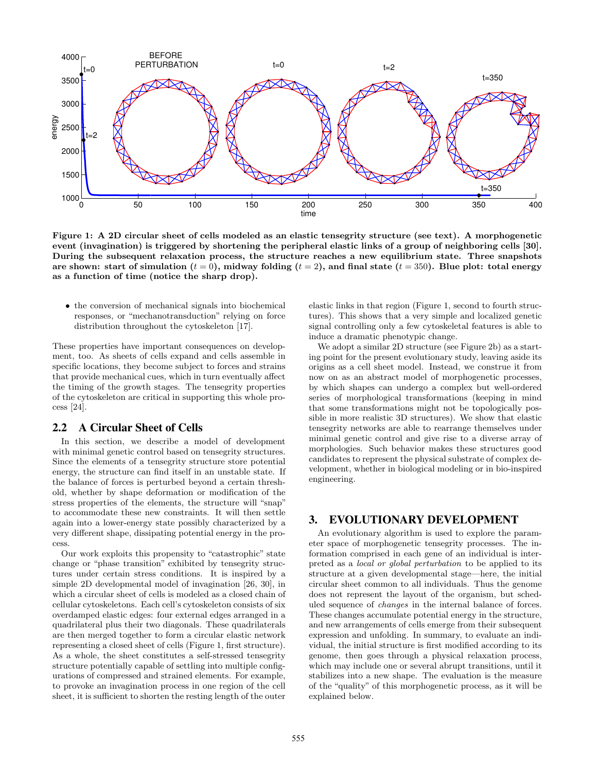**Figure 1: A 2D circular sheet of cells modeled as an elastic tensegrity structure (see text). A morphogenetic event (invagination) is triggered by shortening the peripheral elastic links of a group of neighboring cells [30]. During the subsequent relaxation process, the structure reaches a new equilibrium state. Three snapshots are shown: start of simulation ($t = 0$), midway folding ($t = 2$), and final state ($t = 350$). Blue plot: total energy as a function of time (notice the sharp drop).**

- the conversion of mechanical signals into biochemical responses, or "mechanotransduction" relying on force distribution throughout the cytoskeleton [17].

These properties have important consequences on development, too. As sheets of cells expand and cells assemble in specific locations, they become subject to forces and strains that provide mechanical cues, which in turn eventually affect the timing of the growth stages. The tensegrity properties of the cytoskeleton are critical in supporting this whole process [24].

## 2.2 A Circular Sheet of Cells

In this section, we describe a model of development with minimal genetic control based on tensegrity structures. Since the elements of a tensegrity structure store potential energy, the structure can find itself in an unstable state. If the balance of forces is perturbed beyond a certain threshold, whether by shape deformation or modification of the stress properties of the elements, the structure will "snap" to accommodate these new constraints. It will then settle again into a lower-energy state possibly characterized by a very different shape, dissipating potential energy in the process.

Our work exploits this propensity to "catastrophic" state change or "phase transition" exhibited by tensegrity structures under certain stress conditions. It is inspired by a simple 2D developmental model of invagination [26, 30], in which a circular sheet of cells is modeled as a closed chain of cellular cytoskeletons. Each cell's cytoskeleton consists of six overdamped elastic edges: four external edges arranged in a quadrilateral plus their two diagonals. These quadrilaterals are then merged together to form a circular elastic network representing a closed sheet of cells (Figure 1, first structure). As a whole, the sheet constitutes a self-stressed tensegrity structure potentially capable of settling into multiple configurations of compressed and strained elements. For example, to provoke an invagination process in one region of the cell sheet, it is sufficient to shorten the resting length of the outer elastic links in that region (Figure 1, second to fourth structures). This shows that a very simple and localized genetic signal controlling only a few cytoskeletal features is able to induce a dramatic phenotypic change.

We adopt a similar 2D structure (see Figure 2b) as a starting point for the present evolutionary study, leaving aside its origins as a cell sheet model. Instead, we construe it from now on as an abstract model of morphogenetic processes, by which shapes can undergo a complex but well-ordered series of morphological transformations (keeping in mind that some transformations might not be topologically possible in more realistic 3D structures). We show that elastic tensegrity networks are able to rearrange themselves under minimal genetic control and give rise to a diverse array of morphologies. Such behavior makes these structures good candidates to represent the physical substrate of complex development, whether in biological modeling or in bio-inspired engineering.

# 3. EVOLUTIONARY DEVELOPMENT

An evolutionary algorithm is used to explore the parameter space of morphogenetic tensegrity processes. The information comprised in each gene of an individual is interpreted as a *local or global perturbation* to be applied to its structure at a given developmental stage—here, the initial circular sheet common to all individuals. Thus the genome does not represent the layout of the organism, but scheduled sequence of *changes* in the internal balance of forces. These changes accumulate potential energy in the structure, and new arrangements of cells emerge from their subsequent expression and unfolding. In summary, to evaluate an individual, the initial structure is first modified according to its genome, then goes through a physical relaxation process, which may include one or several abrupt transitions, until it stabilizes into a new shape. The evaluation is the measure of the "quality" of this morphogenetic process, as it will be explained below.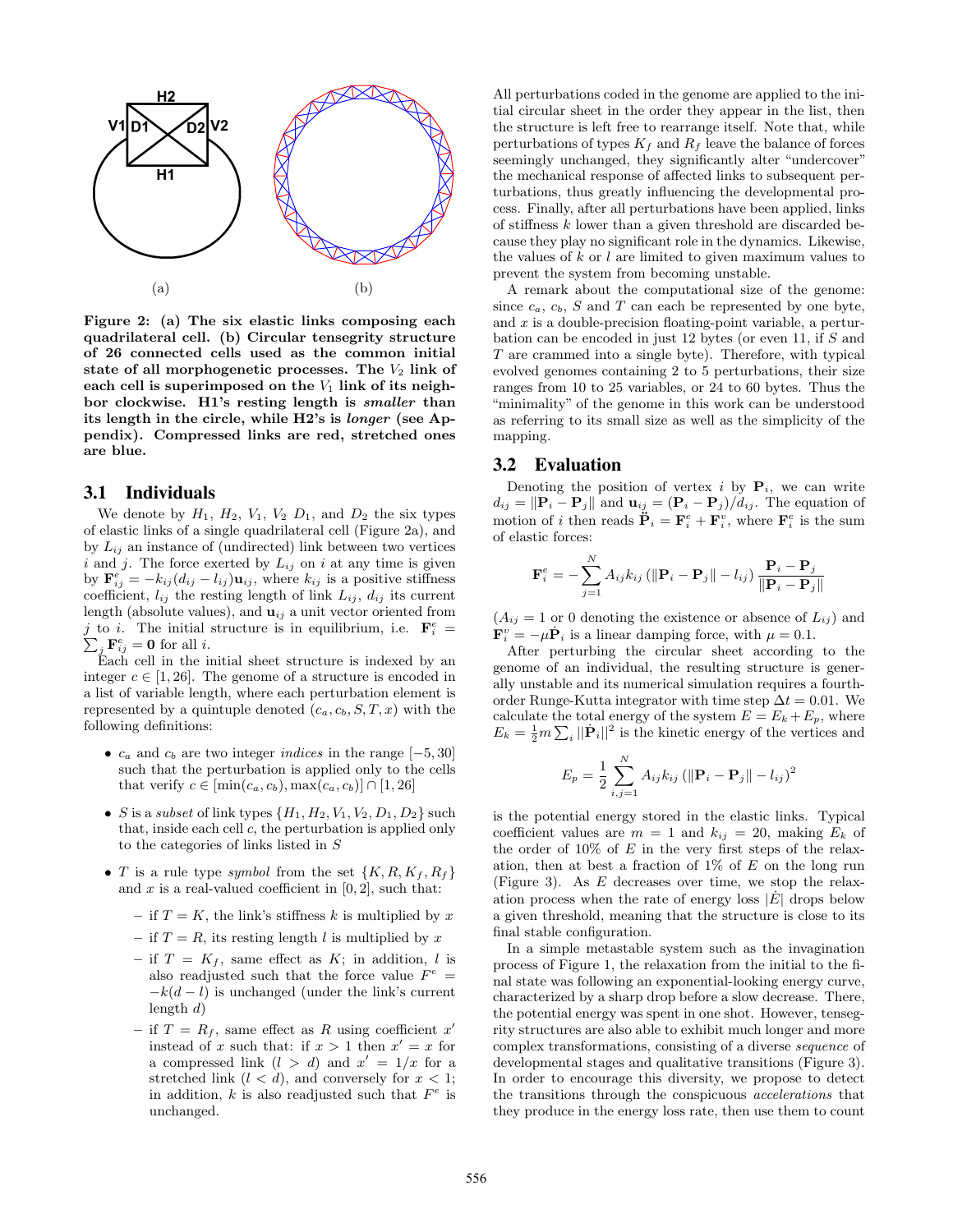(a) (b)

**Figure 2: (a) The six elastic links composing each quadrilateral cell. (b) Circular tensegrity structure of 26 connected cells used as the common initial state of all morphogenetic processes. The $V_2$ link of each cell is superimposed on the $V_1$ link of its neighbor clockwise. H1's resting length is *smaller* than its length in the circle, while H2's is *longer* (see Appendix). Compressed links are red, stretched ones are blue.**

### 3.1 Individuals

We denote by $H_1$, $H_2$, $V_1$, $V_2$ $D_1$, and $D_2$ the six types of elastic links of a single quadrilateral cell (Figure 2a), and by $L_{ij}$ an instance of (undirected) link between two vertices $i$ and $j$. The force exerted by $L_{ij}$ on $i$ at any time is given by $\mathbf{F}^e_{ij} = -k_{ij}(d_{ij} - l_{ij})\mathbf{u}_{ij}$, where $k_{ij}$ is a positive stiffness coefficient, $l_{ij}$ the resting length of link $L_{ij}$, $d_{ij}$ its current length (absolute values), and $\mathbf{u}_{ij}$ a unit vector oriented from $j$ to $i$. The initial structure is in equilibrium, i.e. $\mathbf{F}^e_i = \sum_j \mathbf{F}^e_{ij} = \mathbf{0}$ for all $i$.

Each cell in the initial sheet structure is indexed by an integer $c \in [1, 26]$. The genome of a structure is encoded in a list of variable length, where each perturbation element is represented by a quintuple denoted $(c_a, c_b, S, T, x)$ with the following definitions:

- $c_a$ and $c_b$ are two integer *indices* in the range $[-5, 30]$ such that the perturbation is applied only to the cells that verify $c \in [\min(c_a, c_b), \max(c_a, c_b)] \cap [1, 26]$
- $S$ is a *subset* of link types $\{H_1, H_2, V_1, V_2, D_1, D_2\}$ such that, inside each cell $c$, the perturbation is applied only to the categories of links listed in $S$
- $T$ is a rule type *symbol* from the set $\{K, R, K_f, R_f\}$ and $x$ is a real-valued coefficient in $[0, 2]$, such that:
  - if $T = K$, the link's stiffness $k$ is multiplied by $x$
  - if $T = R$, its resting length $l$ is multiplied by $x$
  - if $T = K_f$, same effect as $K$; in addition, $l$ is also readjusted such that the force value $F^e = -k(d - l)$ is unchanged (under the link's current length $d$)
  - if $T = R_f$, same effect as $R$ using coefficient $x'$ instead of $x$ such that: if $x > 1$ then $x' = x$ for a compressed link ($l > d$) and $x' = 1/x$ for a stretched link ($l < d$), and conversely for $x < 1$; in addition, $k$ is also readjusted such that $F^e$ is unchanged.

All perturbations coded in the genome are applied to the initial circular sheet in the order they appear in the list, then the structure is left free to rearrange itself. Note that, while perturbations of types $K_f$ and $R_f$ leave the balance of forces seemingly unchanged, they significantly alter "undercover" the mechanical response of affected links to subsequent perturbations, thus greatly influencing the developmental process. Finally, after all perturbations have been applied, links of stiffness $k$ lower than a given threshold are discarded because they play no significant role in the dynamics. Likewise, the values of $k$ or $l$ are limited to given maximum values to prevent the system from becoming unstable.

A remark about the computational size of the genome: since $c_a$, $c_b$, $S$ and $T$ can each be represented by one byte, and $x$ is a double-precision floating-point variable, a perturbation can be encoded in just 12 bytes (or even 11, if $S$ and $T$ are crammed into a single byte). Therefore, with typical evolved genomes containing 2 to 5 perturbations, their size ranges from 10 to 25 variables, or 24 to 60 bytes. Thus the "minimality" of the genome in this work can be understood as referring to its small size as well as the simplicity of the mapping.

### 3.2 Evaluation

Denoting the position of vertex $i$ by $\mathbf{P}_i$, we can write $d_{ij} = \|\mathbf{P}_i - \mathbf{P}_j\|$ and $\mathbf{u}_{ij} = (\mathbf{P}_i - \mathbf{P}_j)/d_{ij}$. The equation of motion of $i$ then reads $\ddot{\mathbf{P}}_i = \mathbf{F}^e_i + \mathbf{F}^v_i$, where $\mathbf{F}^e_i$ is the sum of elastic forces:

$$\mathbf{F}^e_i = -\sum_{j=1}^{N} A_{ij} k_{ij} \left(\|\mathbf{P}_i - \mathbf{P}_j\| - l_{ij}\right) \frac{\mathbf{P}_i - \mathbf{P}_j}{\|\mathbf{P}_i - \mathbf{P}_j\|}$$

($A_{ij} = 1$ or 0 denoting the existence or absence of $L_{ij}$) and $\mathbf{F}^v_i = -\mu \dot{\mathbf{P}}_i$ is a linear damping force, with $\mu = 0.1$.

After perturbing the circular sheet according to the genome of an individual, the resulting structure is generally unstable and its numerical simulation requires a fourth-order Runge-Kutta integrator with time step $\Delta t = 0.01$. We calculate the total energy of the system $E = E_k + E_p$, where $E_k = \frac{1}{2} m \sum_i \|\dot{\mathbf{P}}_i\|^2$ is the kinetic energy of the vertices and

$$E_p = \frac{1}{2} \sum_{i,j=1}^{N} A_{ij} k_{ij} \left(\|\mathbf{P}_i - \mathbf{P}_j\| - l_{ij}\right)^2$$

is the potential energy stored in the elastic links. Typical coefficient values are $m = 1$ and $k_{ij} = 20$, making $E_k$ of the order of 10% of $E$ in the very first steps of the relaxation, then at best a fraction of 1% of $E$ on the long run (Figure 3). As $E$ decreases over time, we stop the relaxation process when the rate of energy loss $|\dot{E}|$ drops below a given threshold, meaning that the structure is close to its final stable configuration.

In a simple metastable system such as the invagination process of Figure 1, the relaxation from the initial to the final state was following an exponential-looking energy curve, characterized by a sharp drop before a slow decrease. There, the potential energy was spent in one shot. However, tensegrity structures are also able to exhibit much longer and more complex transformations, consisting of a diverse *sequence* of developmental stages and qualitative transitions (Figure 3). In order to encourage this diversity, we propose to detect the transitions through the conspicuous *accelerations* that they produce in the energy loss rate, then use them to count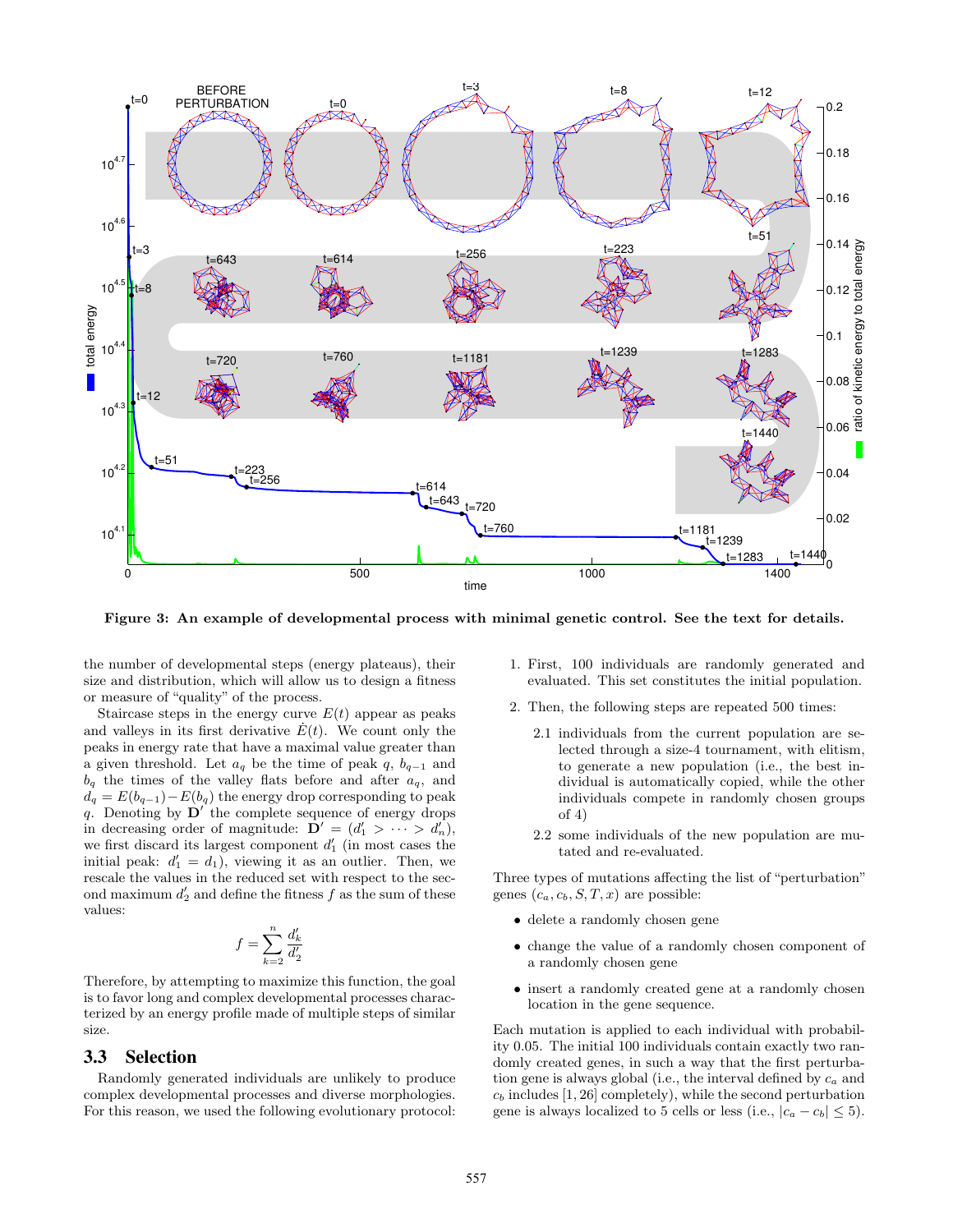**Figure 3: An example of developmental process with minimal genetic control. See the text for details.**

the number of developmental steps (energy plateaus), their size and distribution, which will allow us to design a fitness or measure of "quality" of the process.

Staircase steps in the energy curve $E(t)$ appear as peaks and valleys in its first derivative $\dot{E}(t)$. We count only the peaks in energy rate that have a maximal value greater than a given threshold. Let $a_q$ be the time of peak $q$, $b_{q-1}$ and $b_q$ the times of the valley flats before and after $a_q$, and $d_q = E(b_{q-1}) - E(b_q)$ the energy drop corresponding to peak $q$. Denoting by $\mathbf{D}'$ the complete sequence of energy drops in decreasing order of magnitude: $\mathbf{D}' = (d'_1 > \cdots > d'_n)$, we first discard its largest component $d'_1$ (in most cases the initial peak: $d'_1 = d_1$), viewing it as an outlier. Then, we rescale the values in the reduced set with respect to the second maximum $d'_2$ and define the fitness $f$ as the sum of these values:

$$f = \sum_{k=2}^{n} \frac{d'_k}{d'_2}$$

Therefore, by attempting to maximize this function, the goal is to favor long and complex developmental processes characterized by an energy profile made of multiple steps of similar size.

## 3.3 Selection

Randomly generated individuals are unlikely to produce complex developmental processes and diverse morphologies. For this reason, we used the following evolutionary protocol:

1. First, 100 individuals are randomly generated and evaluated. This set constitutes the initial population.
2. Then, the following steps are repeated 500 times:
   - 2.1 individuals from the current population are selected through a size-4 tournament, with elitism, to generate a new population (i.e., the best individual is automatically copied, while the other individuals compete in randomly chosen groups of 4)
   - 2.2 some individuals of the new population are mutated and re-evaluated.

Three types of mutations affecting the list of "perturbation" genes $(c_a, c_b, S, T, x)$ are possible:

- delete a randomly chosen gene
- change the value of a randomly chosen component of a randomly chosen gene
- insert a randomly created gene at a randomly chosen location in the gene sequence.

Each mutation is applied to each individual with probability 0.05. The initial 100 individuals contain exactly two randomly created genes, in such a way that the first perturbation gene is always global (i.e., the interval defined by $c_a$ and $c_b$ includes $[1, 26]$ completely), while the second perturbation gene is always localized to 5 cells or less (i.e., $|c_a - c_b| \leq 5$).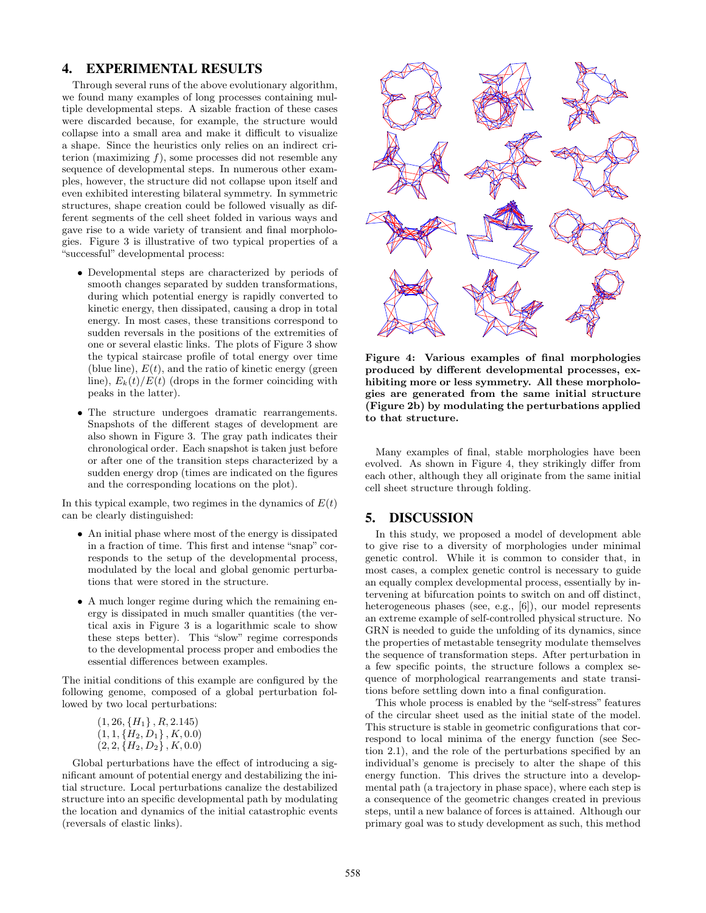## 4. EXPERIMENTAL RESULTS

Through several runs of the above evolutionary algorithm, we found many examples of long processes containing multiple developmental steps. A sizable fraction of these cases were discarded because, for example, the structure would collapse into a small area and make it difficult to visualize a shape. Since the heuristics only relies on an indirect criterion (maximizing $f$), some processes did not resemble any sequence of developmental steps. In numerous other examples, however, the structure did not collapse upon itself and even exhibited interesting bilateral symmetry. In symmetric structures, shape creation could be followed visually as different segments of the cell sheet folded in various ways and gave rise to a wide variety of transient and final morphologies. Figure 3 is illustrative of two typical properties of a "successful" developmental process:

- Developmental steps are characterized by periods of smooth changes separated by sudden transformations, during which potential energy is rapidly converted to kinetic energy, then dissipated, causing a drop in total energy. In most cases, these transitions correspond to sudden reversals in the positions of the extremities of one or several elastic links. The plots of Figure 3 show the typical staircase profile of total energy over time (blue line), $E(t)$, and the ratio of kinetic energy (green line), $E_k(t)/E(t)$ (drops in the former coinciding with peaks in the latter).
- The structure undergoes dramatic rearrangements. Snapshots of the different stages of development are also shown in Figure 3. The gray path indicates their chronological order. Each snapshot is taken just before or after one of the transition steps characterized by a sudden energy drop (times are indicated on the figures and the corresponding locations on the plot).

In this typical example, two regimes in the dynamics of $E(t)$ can be clearly distinguished:

- An initial phase where most of the energy is dissipated in a fraction of time. This first and intense "snap" corresponds to the setup of the developmental process, modulated by the local and global genomic perturbations that were stored in the structure.
- A much longer regime during which the remaining energy is dissipated in much smaller quantities (the vertical axis in Figure 3 is a logarithmic scale to show these steps better). This "slow" regime corresponds to the developmental process proper and embodies the essential differences between examples.

The initial conditions of this example are configured by the following genome, composed of a global perturbation followed by two local perturbations:

$$(1, 26, \{H_1\}, R, 2.145)$$
$$(1, 1, \{H_2, D_1\}, K, 0.0)$$
$$(2, 2, \{H_2, D_2\}, K, 0.0)$$

Global perturbations have the effect of introducing a significant amount of potential energy and destabilizing the initial structure. Local perturbations canalize the destabilized structure into an specific developmental path by modulating the location and dynamics of the initial catastrophic events (reversals of elastic links).

**Figure 4: Various examples of final morphologies produced by different developmental processes, exhibiting more or less symmetry. All these morphologies are generated from the same initial structure (Figure 2b) by modulating the perturbations applied to that structure.**

Many examples of final, stable morphologies have been evolved. As shown in Figure 4, they strikingly differ from each other, although they all originate from the same initial cell sheet structure through folding.

## 5. DISCUSSION

In this study, we proposed a model of development able to give rise to a diversity of morphologies under minimal genetic control. While it is common to consider that, in most cases, a complex genetic control is necessary to guide an equally complex developmental process, essentially by intervening at bifurcation points to switch on and off distinct, heterogeneous phases (see, e.g., [6]), our model represents an extreme example of self-controlled physical structure. No GRN is needed to guide the unfolding of its dynamics, since the properties of metastable tensegrity modulate themselves the sequence of transformation steps. After perturbation in a few specific points, the structure follows a complex sequence of morphological rearrangements and state transitions before settling down into a final configuration.

This whole process is enabled by the "self-stress" features of the circular sheet used as the initial state of the model. This structure is stable in geometric configurations that correspond to local minima of the energy function (see Section 2.1), and the role of the perturbations specified by an individual's genome is precisely to alter the shape of this energy function. This drives the structure into a developmental path (a trajectory in phase space), where each step is a consequence of the geometric changes created in previous steps, until a new balance of forces is attained. Although our primary goal was to study development as such, this method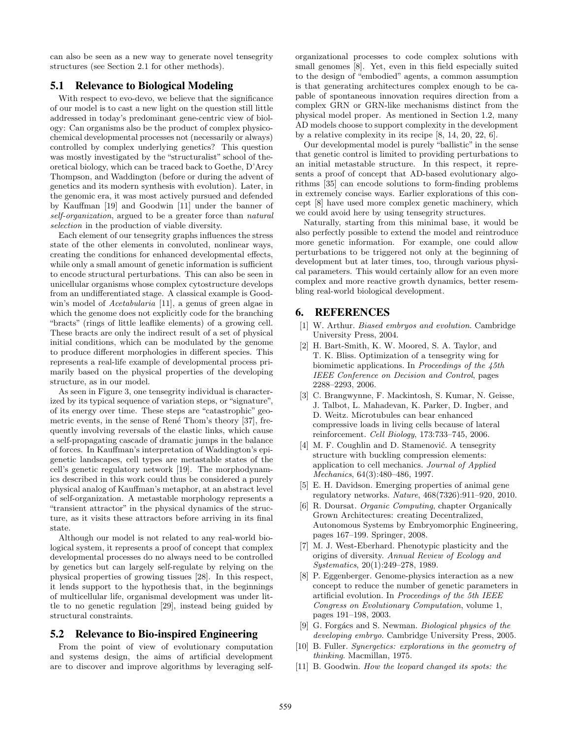can also be seen as a new way to generate novel tensegrity structures (see Section 2.1 for other methods).

## 5.1 Relevance to Biological Modeling

With respect to evo-devo, we believe that the significance of our model is to cast a new light on the question still little addressed in today's predominant gene-centric view of biology: Can organisms also be the product of complex physicochemical developmental processes not (necessarily or always) controlled by complex underlying genetics? This question was mostly investigated by the "structuralist" school of theoretical biology, which can be traced back to Goethe, D'Arcy Thompson, and Waddington (before or during the advent of genetics and its modern synthesis with evolution). Later, in the genomic era, it was most actively pursued and defended by Kauffman [19] and Goodwin [11] under the banner of *self-organization*, argued to be a greater force than *natural selection* in the production of viable diversity.

Each element of our tensegrity graphs influences the stress state of the other elements in convoluted, nonlinear ways, creating the conditions for enhanced developmental effects, while only a small amount of genetic information is sufficient to encode structural perturbations. This can also be seen in unicellular organisms whose complex cytostructure develops from an undifferentiated stage. A classical example is Goodwin's model of *Acetabularia* [11], a genus of green algae in which the genome does not explicitly code for the branching "bracts" (rings of little leaflike elements) of a growing cell. These bracts are only the indirect result of a set of physical initial conditions, which can be modulated by the genome to produce different morphologies in different species. This represents a real-life example of developmental process primarily based on the physical properties of the developing structure, as in our model.

As seen in Figure 3, one tensegrity individual is characterized by its typical sequence of variation steps, or "signature", of its energy over time. These steps are "catastrophic" geometric events, in the sense of René Thom's theory [37], frequently involving reversals of the elastic links, which cause a self-propagating cascade of dramatic jumps in the balance of forces. In Kauffman's interpretation of Waddington's epigenetic landscapes, cell types are metastable states of the cell's genetic regulatory network [19]. The morphodynamics described in this work could thus be considered a purely physical analog of Kauffman's metaphor, at an abstract level of self-organization. A metastable morphology represents a "transient attractor" in the physical dynamics of the structure, as it visits these attractors before arriving in its final state.

Although our model is not related to any real-world biological system, it represents a proof of concept that complex developmental processes do no always need to be controlled by genetics but can largely self-regulate by relying on the physical properties of growing tissues [28]. In this respect, it lends support to the hypothesis that, in the beginnings of multicellular life, organismal development was under little to no genetic regulation [29], instead being guided by structural constraints.

## 5.2 Relevance to Bio-inspired Engineering

From the point of view of evolutionary computation and systems design, the aims of artificial development are to discover and improve algorithms by leveraging self-organizational processes to code complex solutions with small genomes [8]. Yet, even in this field especially suited to the design of "embodied" agents, a common assumption is that generating architectures complex enough to be capable of spontaneous innovation requires direction from a complex GRN or GRN-like mechanisms distinct from the physical model proper. As mentioned in Section 1.2, many AD models choose to support complexity in the development by a relative complexity in its recipe [8, 14, 20, 22, 6].

Our developmental model is purely "ballistic" in the sense that genetic control is limited to providing perturbations to an initial metastable structure. In this respect, it represents a proof of concept that AD-based evolutionary algorithms [35] can encode solutions to form-finding problems in extremely concise ways. Earlier explorations of this concept [8] have used more complex genetic machinery, which we could avoid here by using tensegrity structures.

Naturally, starting from this minimal base, it would be also perfectly possible to extend the model and reintroduce more genetic information. For example, one could allow perturbations to be triggered not only at the beginning of development but at later times, too, through various physical parameters. This would certainly allow for an even more complex and more reactive growth dynamics, better resembling real-world biological development.

# 6. REFERENCES

[1] W. Arthur. *Biased embryos and evolution*. Cambridge University Press, 2004.

[2] H. Bart-Smith, K. W. Moored, S. A. Taylor, and T. K. Bliss. Optimization of a tensegrity wing for biomimetic applications. In *Proceedings of the 45th IEEE Conference on Decision and Control*, pages 2288–2293, 2006.

[3] C. Brangwynne, F. Mackintosh, S. Kumar, N. Geisse, J. Talbot, L. Mahadevan, K. Parker, D. Ingber, and D. Weitz. Microtubules can bear enhanced compressive loads in living cells because of lateral reinforcement. *Cell Biology*, 173:733–745, 2006.

[4] M. F. Coughlin and D. Stamenović. A tensegrity structure with buckling compression elements: application to cell mechanics. *Journal of Applied Mechanics*, 64(3):480–486, 1997.

[5] E. H. Davidson. Emerging properties of animal gene regulatory networks. *Nature*, 468(7326):911–920, 2010.

[6] R. Doursat. *Organic Computing*, chapter Organically Grown Architectures: creating Decentralized, Autonomous Systems by Embryomorphic Engineering, pages 167–199. Springer, 2008.

[7] M. J. West-Eberhard. Phenotypic plasticity and the origins of diversity. *Annual Review of Ecology and Systematics*, 20(1):249–278, 1989.

[8] P. Eggenberger. Genome-physics interaction as a new concept to reduce the number of genetic parameters in artificial evolution. In *Proceedings of the 5th IEEE Congress on Evolutionary Computation*, volume 1, pages 191–198, 2003.

[9] G. Forgács and S. Newman. *Biological physics of the developing embryo*. Cambridge University Press, 2005.

[10] B. Fuller. *Synergetics: explorations in the geometry of thinking*. Macmillan, 1975.

[11] B. Goodwin. *How the leopard changed its spots: the*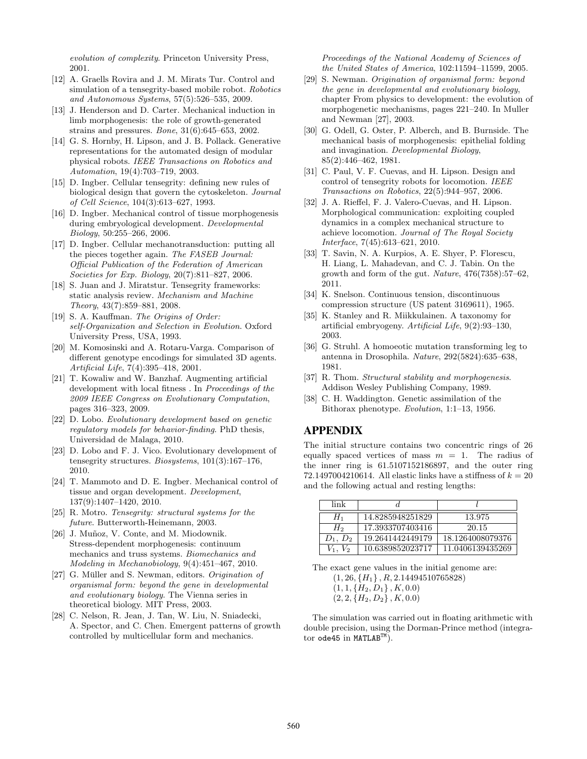*evolution of complexity*. Princeton University Press, 2001.

[12] A. Graells Rovira and J. M. Mirats Tur. Control and simulation of a tensegrity-based mobile robot. *Robotics and Autonomous Systems*, 57(5):526–535, 2009.

[13] J. Henderson and D. Carter. Mechanical induction in limb morphogenesis: the role of growth-generated strains and pressures. *Bone*, 31(6):645–653, 2002.

[14] G. S. Hornby, H. Lipson, and J. B. Pollack. Generative representations for the automated design of modular physical robots. *IEEE Transactions on Robotics and Automation*, 19(4):703–719, 2003.

[15] D. Ingber. Cellular tensegrity: defining new rules of biological design that govern the cytoskeleton. *Journal of Cell Science*, 104(3):613–627, 1993.

[16] D. Ingber. Mechanical control of tissue morphogenesis during embryological development. *Developmental Biology*, 50:255–266, 2006.

[17] D. Ingber. Cellular mechanotransduction: putting all the pieces together again. *The FASEB Journal: Official Publication of the Federation of American Societies for Exp. Biology*, 20(7):811–827, 2006.

[18] S. Juan and J. Miratstur. Tensegrity frameworks: static analysis review. *Mechanism and Machine Theory*, 43(7):859–881, 2008.

[19] S. A. Kauffman. *The Origins of Order: self-Organization and Selection in Evolution*. Oxford University Press, USA, 1993.

[20] M. Komosinski and A. Rotaru-Varga. Comparison of different genotype encodings for simulated 3D agents. *Artificial Life*, 7(4):395–418, 2001.

[21] T. Kowaliw and W. Banzhaf. Augmenting artificial development with local fitness . In *Proceedings of the 2009 IEEE Congress on Evolutionary Computation*, pages 316–323, 2009.

[22] D. Lobo. *Evolutionary development based on genetic regulatory models for behavior-finding*. PhD thesis, Universidad de Malaga, 2010.

[23] D. Lobo and F. J. Vico. Evolutionary development of tensegrity structures. *Biosystems*, 101(3):167–176, 2010.

[24] T. Mammoto and D. E. Ingber. Mechanical control of tissue and organ development. *Development*, 137(9):1407–1420, 2010.

[25] R. Motro. *Tensegrity: structural systems for the future*. Butterworth-Heinemann, 2003.

[26] J. Muñoz, V. Conte, and M. Miodownik. Stress-dependent morphogenesis: continuum mechanics and truss systems. *Biomechanics and Modeling in Mechanobiology*, 9(4):451–467, 2010.

[27] G. Müller and S. Newman, editors. *Origination of organismal form: beyond the gene in developmental and evolutionary biology*. The Vienna series in theoretical biology. MIT Press, 2003.

[28] C. Nelson, R. Jean, J. Tan, W. Liu, N. Sniadecki, A. Spector, and C. Chen. Emergent patterns of growth controlled by multicellular form and mechanics. *Proceedings of the National Academy of Sciences of the United States of America*, 102:11594–11599, 2005.

[29] S. Newman. *Origination of organismal form: beyond the gene in developmental and evolutionary biology*, chapter From physics to development: the evolution of morphogenetic mechanisms, pages 221–240. In Muller and Newman [27], 2003.

[30] G. Odell, G. Oster, P. Alberch, and B. Burnside. The mechanical basis of morphogenesis: epithelial folding and invagination. *Developmental Biology*, 85(2):446–462, 1981.

[31] C. Paul, V. F. Cuevas, and H. Lipson. Design and control of tensegrity robots for locomotion. *IEEE Transactions on Robotics*, 22(5):944–957, 2006.

[32] J. A. Rieffel, F. J. Valero-Cuevas, and H. Lipson. Morphological communication: exploiting coupled dynamics in a complex mechanical structure to achieve locomotion. *Journal of The Royal Society Interface*, 7(45):613–621, 2010.

[33] T. Savin, N. A. Kurpios, A. E. Shyer, P. Florescu, H. Liang, L. Mahadevan, and C. J. Tabin. On the growth and form of the gut. *Nature*, 476(7358):57–62, 2011.

[34] K. Snelson. Continuous tension, discontinuous compression structure (US patent 3169611), 1965.

[35] K. Stanley and R. Miikkulainen. A taxonomy for artificial embryogeny. *Artificial Life*, 9(2):93–130, 2003.

[36] G. Struhl. A homoeotic mutation transforming leg to antenna in Drosophila. *Nature*, 292(5824):635–638, 1981.

[37] R. Thom. *Structural stability and morphogenesis*. Addison Wesley Publishing Company, 1989.

[38] C. H. Waddington. Genetic assimilation of the Bithorax phenotype. *Evolution*, 1:1–13, 1956.

## APPENDIX

The initial structure contains two concentric rings of 26 equally spaced vertices of mass $m = 1$. The radius of the inner ring is 61.5107152186897, and the outer ring 72.1497004210614. All elastic links have a stiffness of $k = 20$ and the following actual and resting lengths:

| link | $d$ | $l$ |
|---|---|---|
| $H_1$ | 14.8285948251829 | 13.975 |
| $H_2$ | 17.3933707403416 | 20.15 |
| $D_1$, $D_2$ | 19.2641442449179 | 18.1264008079376 |
| $V_1$, $V_2$ | 10.6389852023717 | 11.0406139435269 |

The exact gene values in the initial genome are:

$(1, 26, \{H_1\}, R, 2.14494510765828)$
$(1, 1, \{H_2, D_1\}, K, 0.0)$
$(2, 2, \{H_2, D_2\}, K, 0.0)$

The simulation was carried out in floating arithmetic with double precision, using the Dorman-Prince method (integrator `ode45` in `MATLAB`™).